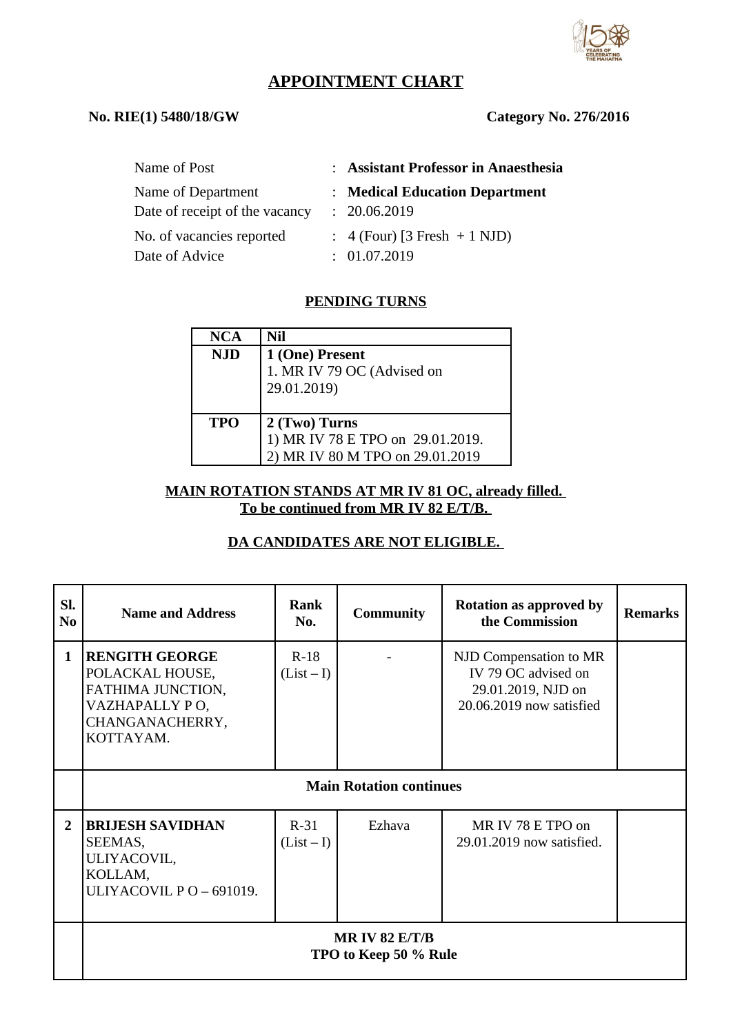# APPOINTMENT CHART

**No. RIE(1) 5480/18/GW** **Category No. 276/2016**

| | | |
|---|---|---|
| Name of Post | : | **Assistant Professor in Anaesthesia** |
| Name of Department | : | **Medical Education Department** |
| Date of receipt of the vacancy | : | 20.06.2019 |
| No. of vacancies reported | : | 4 (Four) [3 Fresh + 1 NJD) |
| Date of Advice | : | 01.07.2019 |

## PENDING TURNS

| | |
|---|---|
| **NCA** | **Nil** |
| **NJD** | **1 (One) Present**<br>1. MR IV 79 OC (Advised on 29.01.2019) |
| **TPO** | **2 (Two) Turns**<br>1) MR IV 78 E TPO on 29.01.2019.<br>2) MR IV 80 M TPO on 29.01.2019 |

**MAIN ROTATION STANDS AT MR IV 81 OC, already filled.**
**To be continued from MR IV 82 E/T/B.**

**DA CANDIDATES ARE NOT ELIGIBLE.**

| Sl. No | Name and Address | Rank No. | Community | Rotation as approved by the Commission | Remarks |
|---|---|---|---|---|---|
| 1 | **RENGITH GEORGE**<br>POLACKAL HOUSE,<br>FATHIMA JUNCTION,<br>VAZHAPALLY P O,<br>CHANGANACHERRY,<br>KOTTAYAM. | R-18<br>(List – I) | - | NJD Compensation to MR IV 79 OC advised on 29.01.2019, NJD on 20.06.2019 now satisfied | |
| | **Main Rotation continues** | | | | |
| 2 | **BRIJESH SAVIDHAN**<br>SEEMAS,<br>ULIYACOVIL,<br>KOLLAM,<br>ULIYACOVIL P O – 691019. | R-31<br>(List – I) | Ezhava | MR IV 78 E TPO on 29.01.2019 now satisfied. | |
| | **MR IV 82 E/T/B**<br>**TPO to Keep 50 % Rule** | | | | |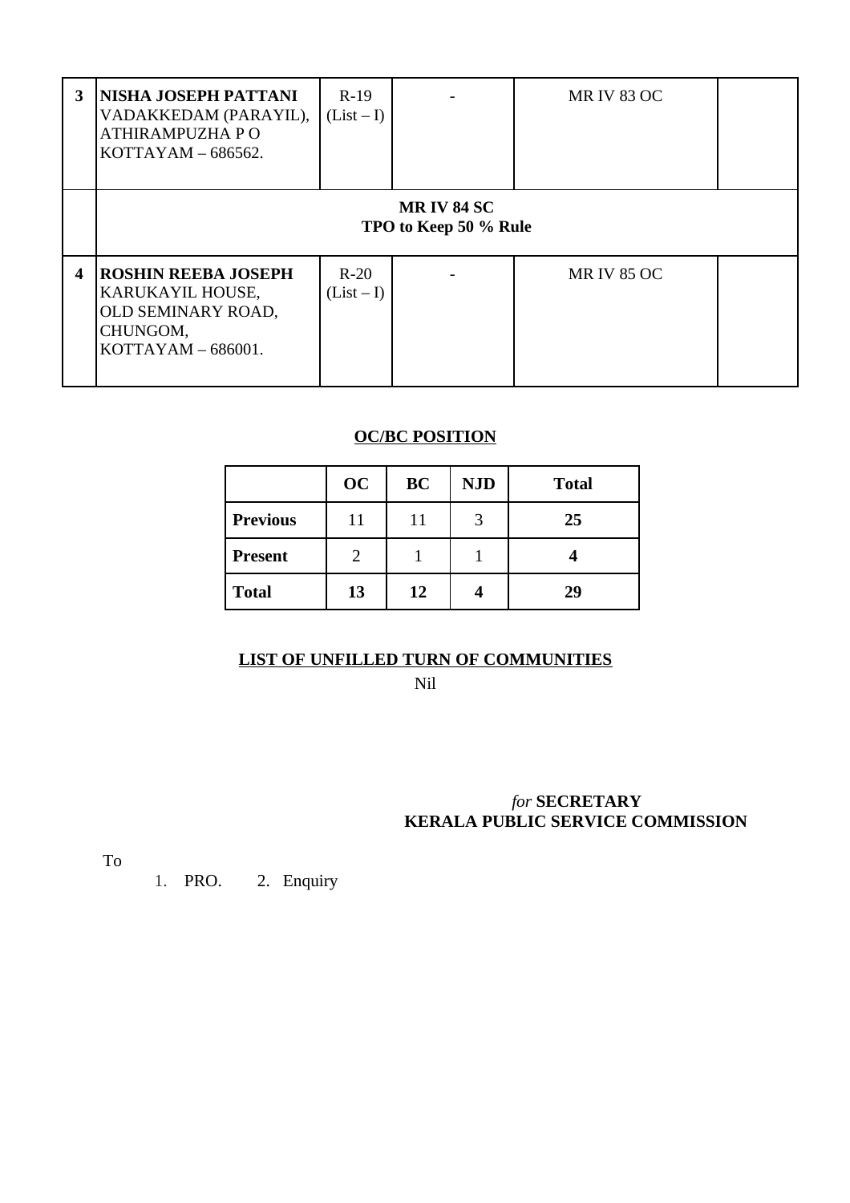| | | | | | |
|---|---|---|---|---|---|
| **3** | **NISHA JOSEPH PATTANI**<br>VADAKKEDAM (PARAYIL),<br>ATHIRAMPUZHA P O<br>KOTTAYAM – 686562. | R-19<br>(List – I) | - | MR IV 83 OC | |
| | **MR IV 84 SC**<br>**TPO to Keep 50 % Rule** | | | | |
| **4** | **ROSHIN REEBA JOSEPH**<br>KARUKAYIL HOUSE,<br>OLD SEMINARY ROAD,<br>CHUNGOM,<br>KOTTAYAM – 686001. | R-20<br>(List – I) | - | MR IV 85 OC | |

**OC/BC POSITION**

| | OC | BC | NJD | Total |
|---|---|---|---|---|
| **Previous** | 11 | 11 | 3 | **25** |
| **Present** | 2 | 1 | 1 | **4** |
| **Total** | **13** | **12** | **4** | **29** |

**LIST OF UNFILLED TURN OF COMMUNITIES**

Nil

*for* **SECRETARY**
**KERALA PUBLIC SERVICE COMMISSION**

To

1. PRO. 2. Enquiry